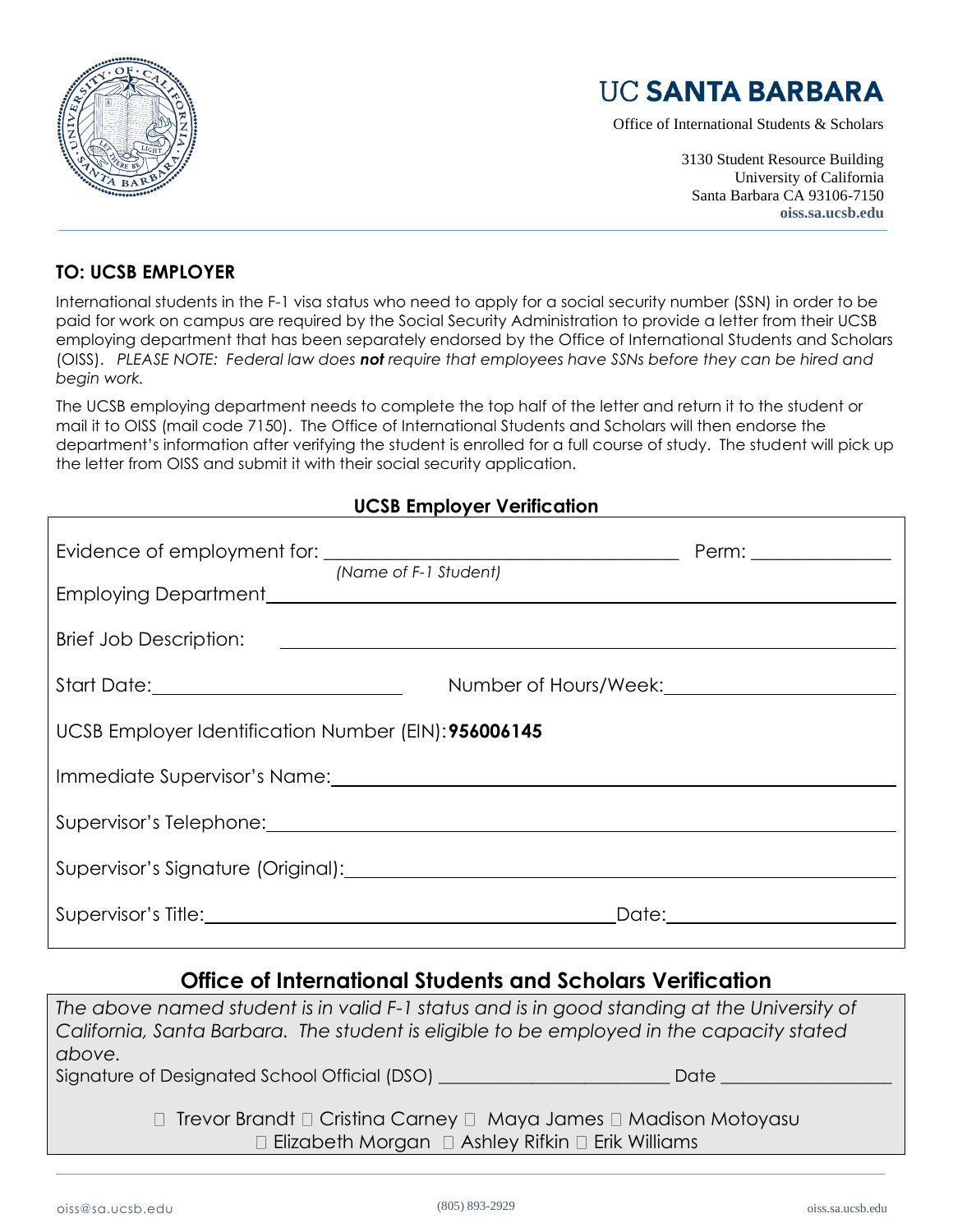UC SANTA BARBARA

Office of International Students & Scholars

3130 Student Resource Building
University of California
Santa Barbara CA 93106-7150
oiss.sa.ucsb.edu

## TO: UCSB EMPLOYER

International students in the F-1 visa status who need to apply for a social security number (SSN) in order to be paid for work on campus are required by the Social Security Administration to provide a letter from their UCSB employing department that has been separately endorsed by the Office of International Students and Scholars (OISS). *PLEASE NOTE: Federal law does **not** require that employees have SSNs before they can be hired and begin work.*

The UCSB employing department needs to complete the top half of the letter and return it to the student or mail it to OISS (mail code 7150). The Office of International Students and Scholars will then endorse the department's information after verifying the student is enrolled for a full course of study. The student will pick up the letter from OISS and submit it with their social security application.

### UCSB Employer Verification

Evidence of employment for: ________________________________ Perm: ______________
*(Name of F-1 Student)*

Employing Department________________________________

Brief Job Description: ________________________________

Start Date:______________________ Number of Hours/Week:______________________

UCSB Employer Identification Number (EIN):**956006145**

Immediate Supervisor's Name:________________________________

Supervisor's Telephone:________________________________

Supervisor's Signature (Original):________________________________

Supervisor's Title:________________________________Date:______________________

### Office of International Students and Scholars Verification

*The above named student is in valid F-1 status and is in good standing at the University of California, Santa Barbara. The student is eligible to be employed in the capacity stated above.*

Signature of Designated School Official (DSO) ________________________ Date __________________

☐ Trevor Brandt ☐ Cristina Carney ☐ Maya James ☐ Madison Motoyasu
☐ Elizabeth Morgan ☐ Ashley Rifkin ☐ Erik Williams

oiss@sa.ucsb.edu (805) 893-2929 oiss.sa.ucsb.edu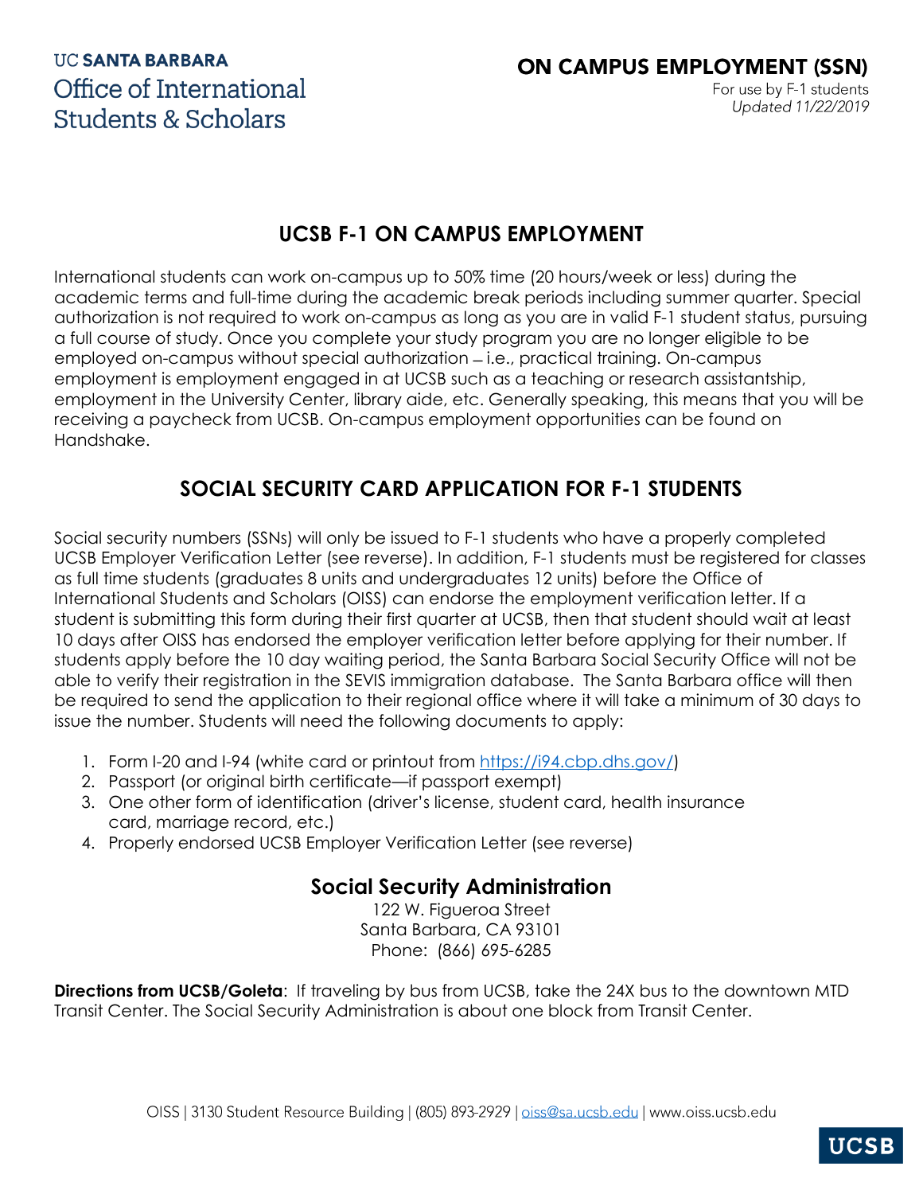UC **SANTA BARBARA**
Office of International Students & Scholars

**ON CAMPUS EMPLOYMENT (SSN)**
For use by F-1 students
*Updated 11/22/2019*

## UCSB F-1 ON CAMPUS EMPLOYMENT

International students can work on-campus up to 50% time (20 hours/week or less) during the academic terms and full-time during the academic break periods including summer quarter. Special authorization is not required to work on-campus as long as you are in valid F-1 student status, pursuing a full course of study. Once you complete your study program you are no longer eligible to be employed on-campus without special authorization – i.e., practical training. On-campus employment is employment engaged in at UCSB such as a teaching or research assistantship, employment in the University Center, library aide, etc. Generally speaking, this means that you will be receiving a paycheck from UCSB. On-campus employment opportunities can be found on Handshake.

## SOCIAL SECURITY CARD APPLICATION FOR F-1 STUDENTS

Social security numbers (SSNs) will only be issued to F-1 students who have a properly completed UCSB Employer Verification Letter (see reverse). In addition, F-1 students must be registered for classes as full time students (graduates 8 units and undergraduates 12 units) before the Office of International Students and Scholars (OISS) can endorse the employment verification letter. If a student is submitting this form during their first quarter at UCSB, then that student should wait at least 10 days after OISS has endorsed the employer verification letter before applying for their number. If students apply before the 10 day waiting period, the Santa Barbara Social Security Office will not be able to verify their registration in the SEVIS immigration database. The Santa Barbara office will then be required to send the application to their regional office where it will take a minimum of 30 days to issue the number. Students will need the following documents to apply:

1. Form I-20 and I-94 (white card or printout from https://i94.cbp.dhs.gov/)
2. Passport (or original birth certificate—if passport exempt)
3. One other form of identification (driver's license, student card, health insurance card, marriage record, etc.)
4. Properly endorsed UCSB Employer Verification Letter (see reverse)

### Social Security Administration

122 W. Figueroa Street
Santa Barbara, CA 93101
Phone: (866) 695-6285

**Directions from UCSB/Goleta**: If traveling by bus from UCSB, take the 24X bus to the downtown MTD Transit Center. The Social Security Administration is about one block from Transit Center.

OISS | 3130 Student Resource Building | (805) 893-2929 | oiss@sa.ucsb.edu | www.oiss.ucsb.edu

UCSB